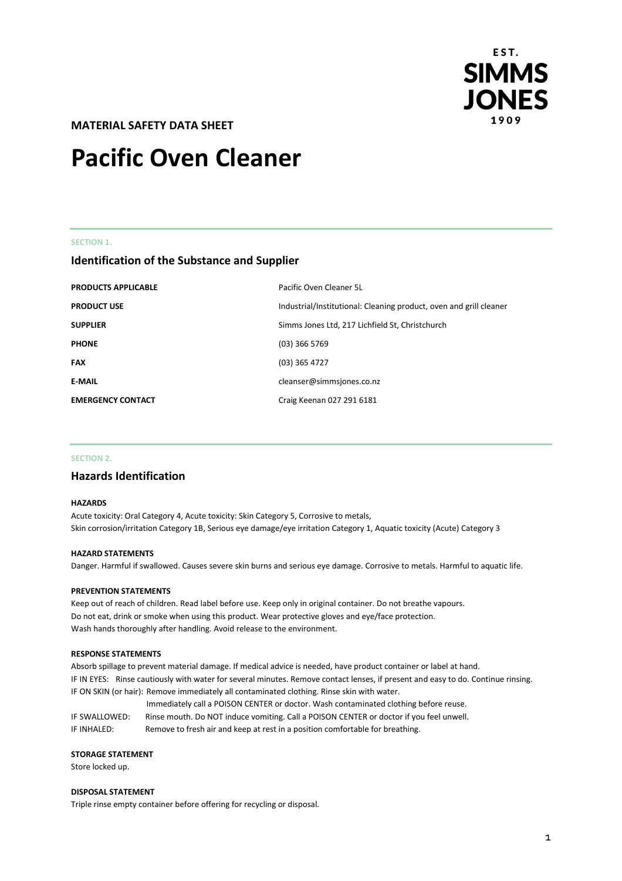EST. SIMMS JONES 1909

**MATERIAL SAFETY DATA SHEET**

# Pacific Oven Cleaner

SECTION 1.

## Identification of the Substance and Supplier

| | |
|---|---|
| **PRODUCTS APPLICABLE** | Pacific Oven Cleaner 5L |
| **PRODUCT USE** | Industrial/Institutional: Cleaning product, oven and grill cleaner |
| **SUPPLIER** | Simms Jones Ltd, 217 Lichfield St, Christchurch |
| **PHONE** | (03) 366 5769 |
| **FAX** | (03) 365 4727 |
| **E-MAIL** | cleanser@simmsjones.co.nz |
| **EMERGENCY CONTACT** | Craig Keenan 027 291 6181 |

SECTION 2.

## Hazards Identification

**HAZARDS**

Acute toxicity: Oral Category 4, Acute toxicity: Skin Category 5, Corrosive to metals,
Skin corrosion/irritation Category 1B, Serious eye damage/eye irritation Category 1, Aquatic toxicity (Acute) Category 3

**HAZARD STATEMENTS**

Danger. Harmful if swallowed. Causes severe skin burns and serious eye damage. Corrosive to metals. Harmful to aquatic life.

**PREVENTION STATEMENTS**

Keep out of reach of children. Read label before use. Keep only in original container. Do not breathe vapours.
Do not eat, drink or smoke when using this product. Wear protective gloves and eye/face protection.
Wash hands thoroughly after handling. Avoid release to the environment.

**RESPONSE STATEMENTS**

Absorb spillage to prevent material damage. If medical advice is needed, have product container or label at hand.
IF IN EYES: Rinse cautiously with water for several minutes. Remove contact lenses, if present and easy to do. Continue rinsing.
IF ON SKIN (or hair): Remove immediately all contaminated clothing. Rinse skin with water.
Immediately call a POISON CENTER or doctor. Wash contaminated clothing before reuse.
IF SWALLOWED: Rinse mouth. Do NOT induce vomiting. Call a POISON CENTER or doctor if you feel unwell.
IF INHALED: Remove to fresh air and keep at rest in a position comfortable for breathing.

**STORAGE STATEMENT**

Store locked up.

**DISPOSAL STATEMENT**

Triple rinse empty container before offering for recycling or disposal.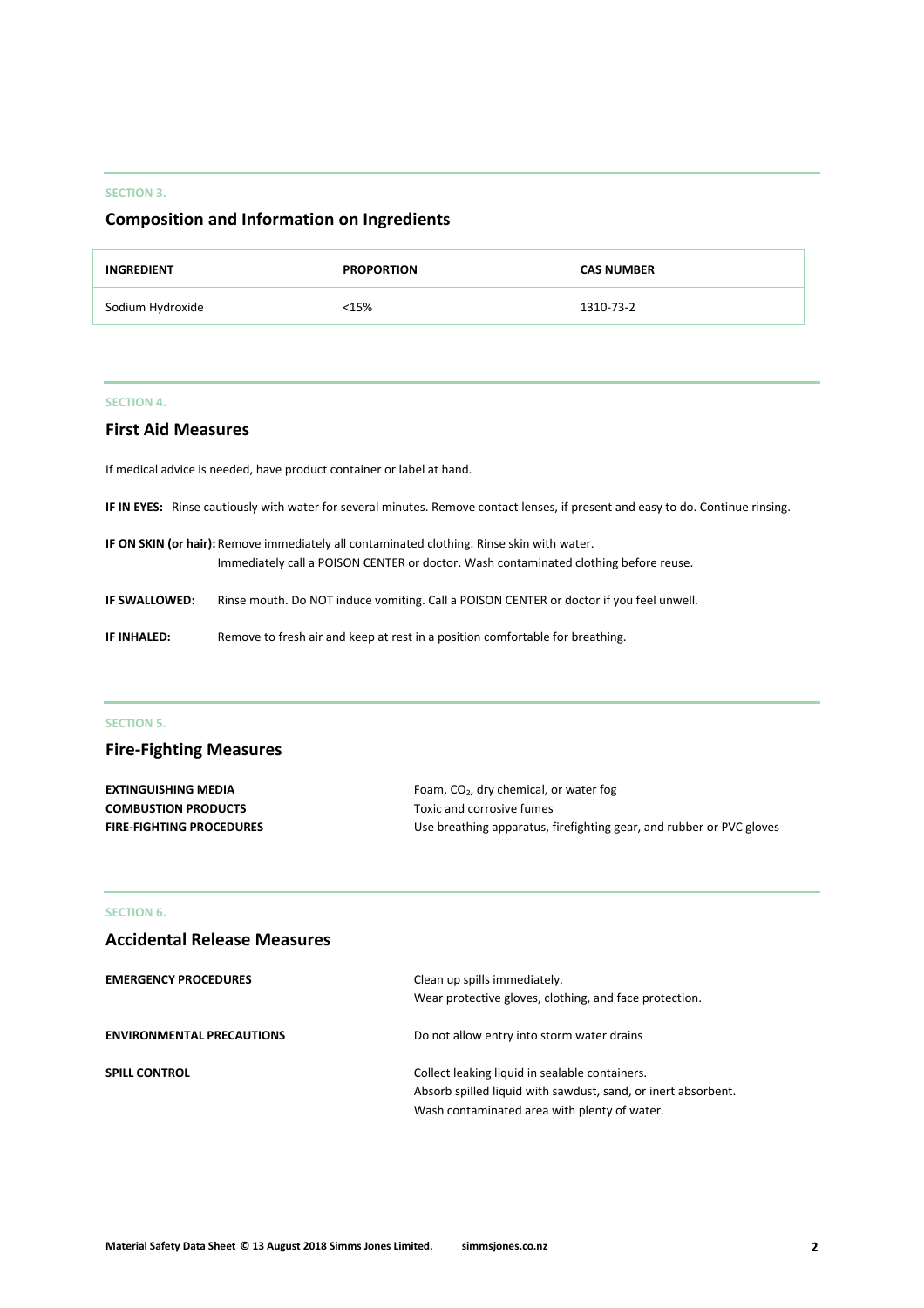SECTION 3.

## Composition and Information on Ingredients

| INGREDIENT | PROPORTION | CAS NUMBER |
| --- | --- | --- |
| Sodium Hydroxide | <15% | 1310-73-2 |

SECTION 4.

## First Aid Measures

If medical advice is needed, have product container or label at hand.

**IF IN EYES:** Rinse cautiously with water for several minutes. Remove contact lenses, if present and easy to do. Continue rinsing.

**IF ON SKIN (or hair):** Remove immediately all contaminated clothing. Rinse skin with water.
Immediately call a POISON CENTER or doctor. Wash contaminated clothing before reuse.

**IF SWALLOWED:** Rinse mouth. Do NOT induce vomiting. Call a POISON CENTER or doctor if you feel unwell.

**IF INHALED:** Remove to fresh air and keep at rest in a position comfortable for breathing.

SECTION 5.

## Fire-Fighting Measures

**EXTINGUISHING MEDIA** Foam, $CO_2$, dry chemical, or water fog

**COMBUSTION PRODUCTS** Toxic and corrosive fumes

**FIRE-FIGHTING PROCEDURES** Use breathing apparatus, firefighting gear, and rubber or PVC gloves

SECTION 6.

## Accidental Release Measures

**EMERGENCY PROCEDURES** Clean up spills immediately.
Wear protective gloves, clothing, and face protection.

**ENVIRONMENTAL PRECAUTIONS** Do not allow entry into storm water drains

**SPILL CONTROL** Collect leaking liquid in sealable containers.
Absorb spilled liquid with sawdust, sand, or inert absorbent.
Wash contaminated area with plenty of water.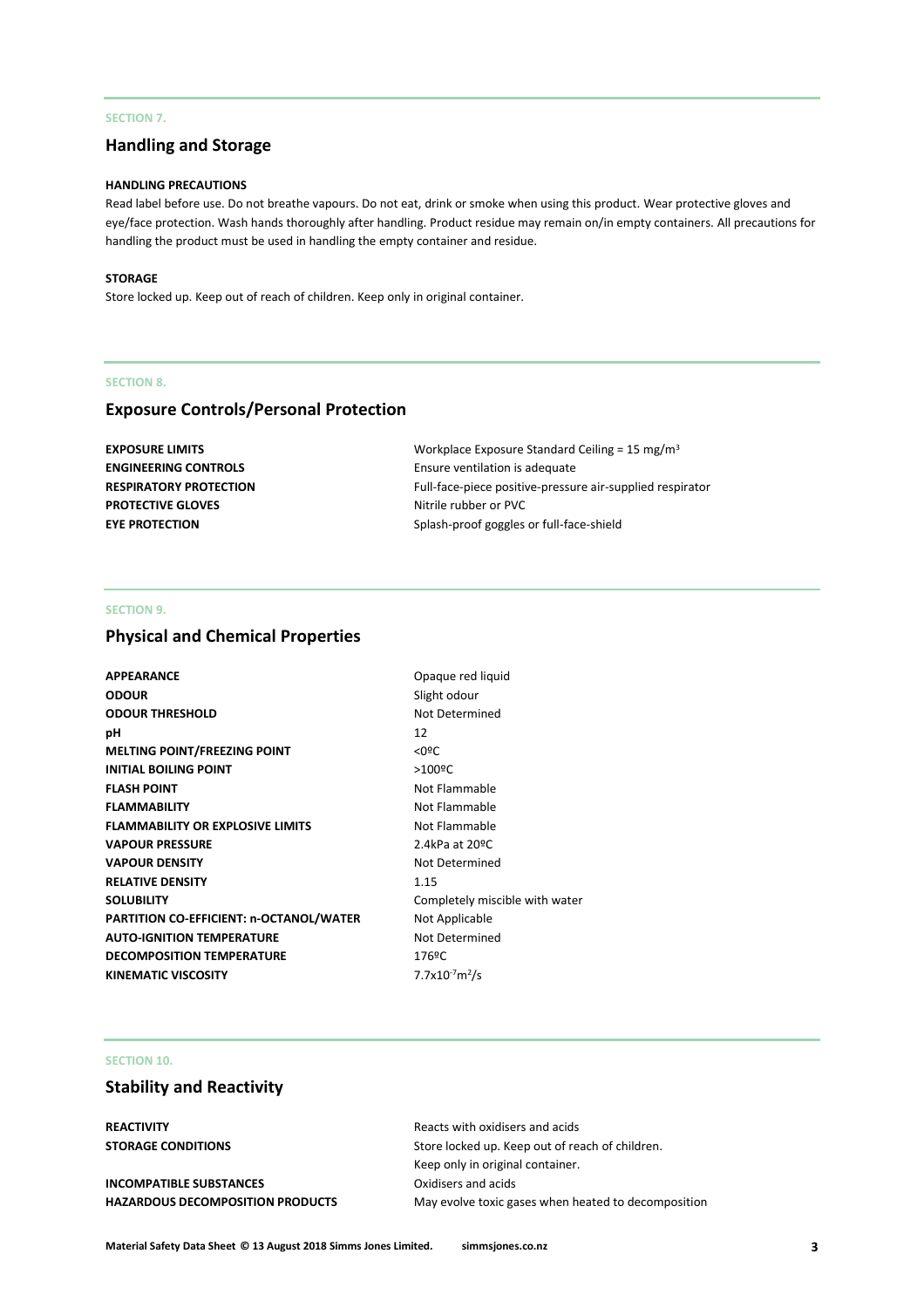SECTION 7.

## Handling and Storage

**HANDLING PRECAUTIONS**

Read label before use. Do not breathe vapours. Do not eat, drink or smoke when using this product. Wear protective gloves and eye/face protection. Wash hands thoroughly after handling. Product residue may remain on/in empty containers. All precautions for handling the product must be used in handling the empty container and residue.

**STORAGE**

Store locked up. Keep out of reach of children. Keep only in original container.

SECTION 8.

## Exposure Controls/Personal Protection

| | |
|---|---|
| **EXPOSURE LIMITS** | Workplace Exposure Standard Ceiling = 15 $mg/m^3$ |
| **ENGINEERING CONTROLS** | Ensure ventilation is adequate |
| **RESPIRATORY PROTECTION** | Full-face-piece positive-pressure air-supplied respirator |
| **PROTECTIVE GLOVES** | Nitrile rubber or PVC |
| **EYE PROTECTION** | Splash-proof goggles or full-face-shield |

SECTION 9.

## Physical and Chemical Properties

| | |
|---|---|
| **APPEARANCE** | Opaque red liquid |
| **ODOUR** | Slight odour |
| **ODOUR THRESHOLD** | Not Determined |
| **pH** | 12 |
| **MELTING POINT/FREEZING POINT** | <0ºC |
| **INITIAL BOILING POINT** | >100ºC |
| **FLASH POINT** | Not Flammable |
| **FLAMMABILITY** | Not Flammable |
| **FLAMMABILITY OR EXPLOSIVE LIMITS** | Not Flammable |
| **VAPOUR PRESSURE** | 2.4kPa at 20ºC |
| **VAPOUR DENSITY** | Not Determined |
| **RELATIVE DENSITY** | 1.15 |
| **SOLUBILITY** | Completely miscible with water |
| **PARTITION CO-EFFICIENT: n-OCTANOL/WATER** | Not Applicable |
| **AUTO-IGNITION TEMPERATURE** | Not Determined |
| **DECOMPOSITION TEMPERATURE** | 176ºC |
| **KINEMATIC VISCOSITY** | $7.7 \times 10^{-7} m^2/s$ |

SECTION 10.

## Stability and Reactivity

| | |
|---|---|
| **REACTIVITY** | Reacts with oxidisers and acids |
| **STORAGE CONDITIONS** | Store locked up. Keep out of reach of children. Keep only in original container. |
| **INCOMPATIBLE SUBSTANCES** | Oxidisers and acids |
| **HAZARDOUS DECOMPOSITION PRODUCTS** | May evolve toxic gases when heated to decomposition |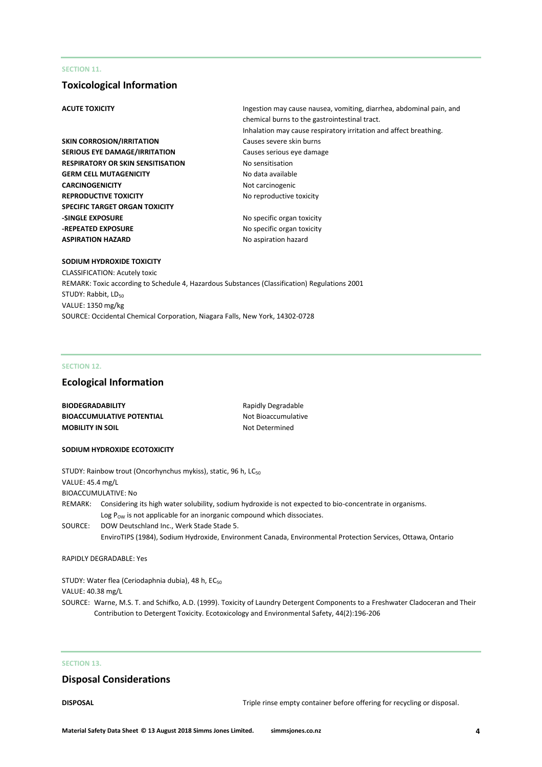SECTION 11.

## Toxicological Information

| | |
|---|---|
| **ACUTE TOXICITY** | Ingestion may cause nausea, vomiting, diarrhea, abdominal pain, and chemical burns to the gastrointestinal tract.<br>Inhalation may cause respiratory irritation and affect breathing. |
| **SKIN CORROSION/IRRITATION** | Causes severe skin burns |
| **SERIOUS EYE DAMAGE/IRRITATION** | Causes serious eye damage |
| **RESPIRATORY OR SKIN SENSITISATION** | No sensitisation |
| **GERM CELL MUTAGENICITY** | No data available |
| **CARCINOGENICITY** | Not carcinogenic |
| **REPRODUCTIVE TOXICITY** | No reproductive toxicity |
| **SPECIFIC TARGET ORGAN TOXICITY** | |
| **-SINGLE EXPOSURE** | No specific organ toxicity |
| **-REPEATED EXPOSURE** | No specific organ toxicity |
| **ASPIRATION HAZARD** | No aspiration hazard |

**SODIUM HYDROXIDE TOXICITY**

CLASSIFICATION: Acutely toxic
REMARK: Toxic according to Schedule 4, Hazardous Substances (Classification) Regulations 2001
STUDY: Rabbit, $LD_{50}$
VALUE: 1350 mg/kg
SOURCE: Occidental Chemical Corporation, Niagara Falls, New York, 14302-0728

SECTION 12.

## Ecological Information

| | |
|---|---|
| **BIODEGRADABILITY** | Rapidly Degradable |
| **BIOACCUMULATIVE POTENTIAL** | Not Bioaccumulative |
| **MOBILITY IN SOIL** | Not Determined |

**SODIUM HYDROXIDE ECOTOXICITY**

STUDY: Rainbow trout (Oncorhynchus mykiss), static, 96 h, $LC_{50}$
VALUE: 45.4 mg/L
BIOACCUMULATIVE: No
REMARK: Considering its high water solubility, sodium hydroxide is not expected to bio-concentrate in organisms.
Log $P_{OW}$ is not applicable for an inorganic compound which dissociates.
SOURCE: DOW Deutschland Inc., Werk Stade Stade 5.
EnviroTIPS (1984), Sodium Hydroxide, Environment Canada, Environmental Protection Services, Ottawa, Ontario

RAPIDLY DEGRADABLE: Yes

STUDY: Water flea (Ceriodaphnia dubia), 48 h, $EC_{50}$
VALUE: 40.38 mg/L
SOURCE: Warne, M.S. T. and Schifko, A.D. (1999). Toxicity of Laundry Detergent Components to a Freshwater Cladoceran and Their Contribution to Detergent Toxicity. Ecotoxicology and Environmental Safety, 44(2):196-206

SECTION 13.

## Disposal Considerations

| | |
|---|---|
| **DISPOSAL** | Triple rinse empty container before offering for recycling or disposal. |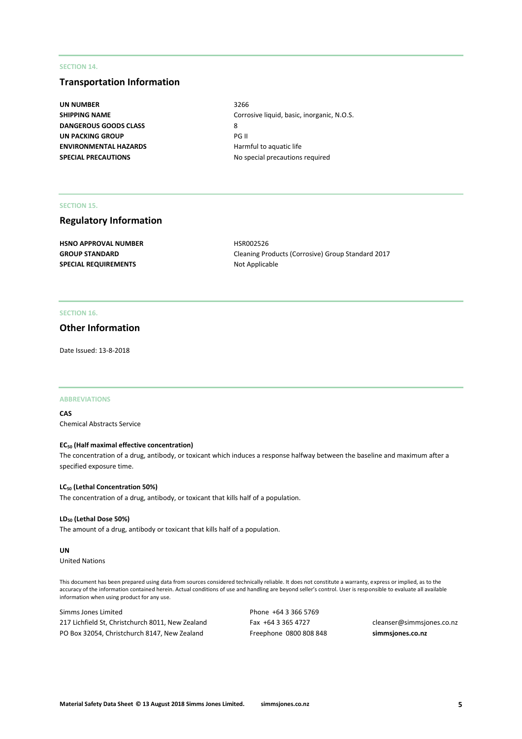SECTION 14.

## Transportation Information

| | |
|---|---|
| **UN NUMBER** | 3266 |
| **SHIPPING NAME** | Corrosive liquid, basic, inorganic, N.O.S. |
| **DANGEROUS GOODS CLASS** | 8 |
| **UN PACKING GROUP** | PG II |
| **ENVIRONMENTAL HAZARDS** | Harmful to aquatic life |
| **SPECIAL PRECAUTIONS** | No special precautions required |

SECTION 15.

## Regulatory Information

| | |
|---|---|
| **HSNO APPROVAL NUMBER** | HSR002526 |
| **GROUP STANDARD** | Cleaning Products (Corrosive) Group Standard 2017 |
| **SPECIAL REQUIREMENTS** | Not Applicable |

SECTION 16.

## Other Information

Date Issued: 13-8-2018

### ABBREVIATIONS

**CAS**
Chemical Abstracts Service

**$EC_{50}$ (Half maximal effective concentration)**
The concentration of a drug, antibody, or toxicant which induces a response halfway between the baseline and maximum after a specified exposure time.

**$LC_{50}$ (Lethal Concentration 50%)**
The concentration of a drug, antibody, or toxicant that kills half of a population.

**$LD_{50}$ (Lethal Dose 50%)**
The amount of a drug, antibody or toxicant that kills half of a population.

**UN**
United Nations

This document has been prepared using data from sources considered technically reliable. It does not constitute a warranty, express or implied, as to the accuracy of the information contained herein. Actual conditions of use and handling are beyond seller's control. User is responsible to evaluate all available information when using product for any use.

Simms Jones Limited
217 Lichfield St, Christchurch 8011, New Zealand
PO Box 32054, Christchurch 8147, New Zealand

Phone +64 3 366 5769
Fax +64 3 365 4727
Freephone 0800 808 848

cleanser@simmsjones.co.nz
**simmsjones.co.nz**